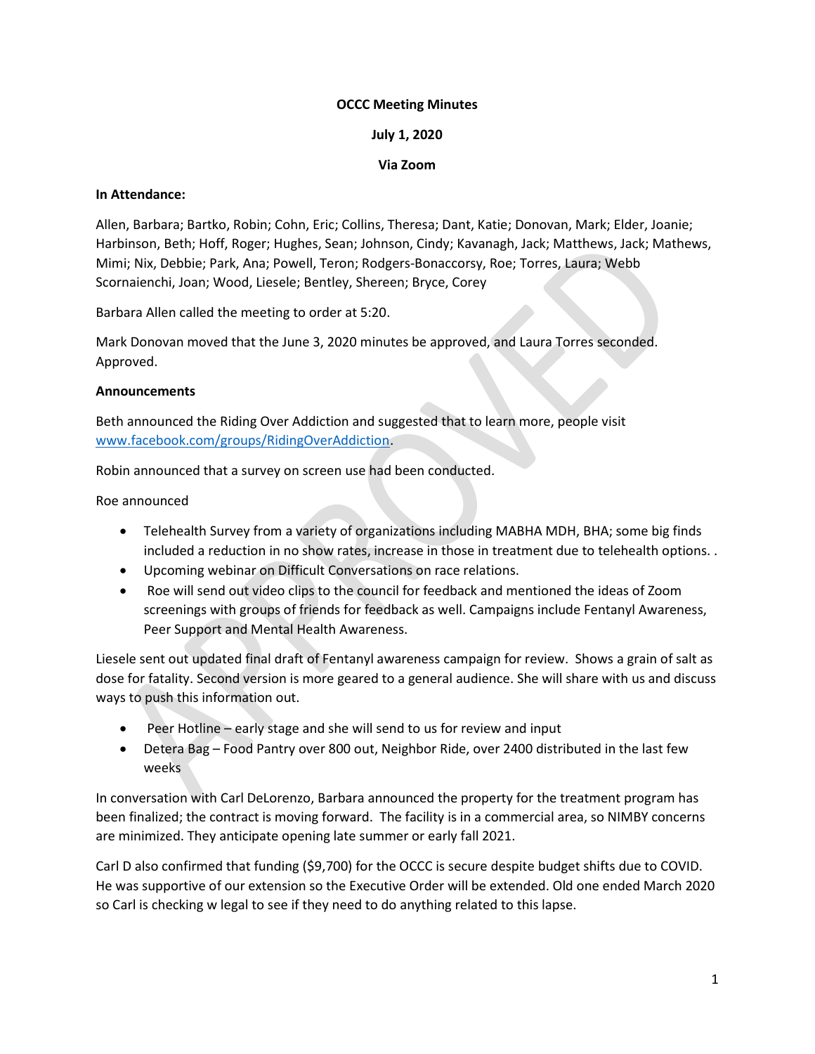**OCCC Meeting Minutes**

**July 1, 2020**

**Via Zoom**

**In Attendance:**

Allen, Barbara; Bartko, Robin; Cohn, Eric; Collins, Theresa; Dant, Katie; Donovan, Mark; Elder, Joanie; Harbinson, Beth; Hoff, Roger; Hughes, Sean; Johnson, Cindy; Kavanagh, Jack; Matthews, Jack; Mathews, Mimi; Nix, Debbie; Park, Ana; Powell, Teron; Rodgers-Bonaccorsy, Roe; Torres, Laura; Webb Scornaienchi, Joan; Wood, Liesele; Bentley, Shereen; Bryce, Corey

Barbara Allen called the meeting to order at 5:20.

Mark Donovan moved that the June 3, 2020 minutes be approved, and Laura Torres seconded. Approved.

**Announcements**

Beth announced the Riding Over Addiction and suggested that to learn more, people visit www.facebook.com/groups/RidingOverAddiction.

Robin announced that a survey on screen use had been conducted.

Roe announced

- Telehealth Survey from a variety of organizations including MABHA MDH, BHA; some big finds included a reduction in no show rates, increase in those in treatment due to telehealth options. .
- Upcoming webinar on Difficult Conversations on race relations.
- Roe will send out video clips to the council for feedback and mentioned the ideas of Zoom screenings with groups of friends for feedback as well. Campaigns include Fentanyl Awareness, Peer Support and Mental Health Awareness.

Liesele sent out updated final draft of Fentanyl awareness campaign for review. Shows a grain of salt as dose for fatality. Second version is more geared to a general audience. She will share with us and discuss ways to push this information out.

- Peer Hotline – early stage and she will send to us for review and input
- Detera Bag – Food Pantry over 800 out, Neighbor Ride, over 2400 distributed in the last few weeks

In conversation with Carl DeLorenzo, Barbara announced the property for the treatment program has been finalized; the contract is moving forward. The facility is in a commercial area, so NIMBY concerns are minimized. They anticipate opening late summer or early fall 2021.

Carl D also confirmed that funding ($9,700) for the OCCC is secure despite budget shifts due to COVID. He was supportive of our extension so the Executive Order will be extended. Old one ended March 2020 so Carl is checking w legal to see if they need to do anything related to this lapse.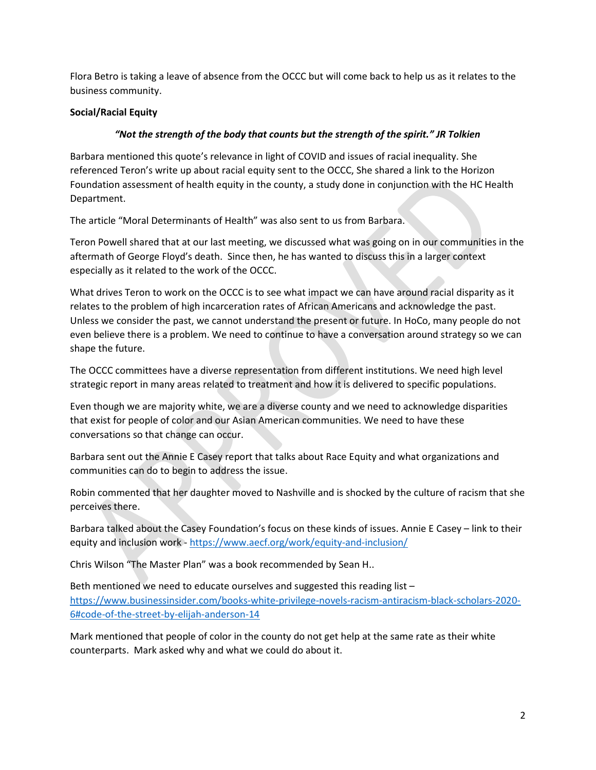Flora Betro is taking a leave of absence from the OCCC but will come back to help us as it relates to the business community.

**Social/Racial Equity**

***"Not the strength of the body that counts but the strength of the spirit." JR Tolkien***

Barbara mentioned this quote's relevance in light of COVID and issues of racial inequality. She referenced Teron's write up about racial equity sent to the OCCC, She shared a link to the Horizon Foundation assessment of health equity in the county, a study done in conjunction with the HC Health Department.

The article "Moral Determinants of Health" was also sent to us from Barbara.

Teron Powell shared that at our last meeting, we discussed what was going on in our communities in the aftermath of George Floyd's death. Since then, he has wanted to discuss this in a larger context especially as it related to the work of the OCCC.

What drives Teron to work on the OCCC is to see what impact we can have around racial disparity as it relates to the problem of high incarceration rates of African Americans and acknowledge the past. Unless we consider the past, we cannot understand the present or future. In HoCo, many people do not even believe there is a problem. We need to continue to have a conversation around strategy so we can shape the future.

The OCCC committees have a diverse representation from different institutions. We need high level strategic report in many areas related to treatment and how it is delivered to specific populations.

Even though we are majority white, we are a diverse county and we need to acknowledge disparities that exist for people of color and our Asian American communities. We need to have these conversations so that change can occur.

Barbara sent out the Annie E Casey report that talks about Race Equity and what organizations and communities can do to begin to address the issue.

Robin commented that her daughter moved to Nashville and is shocked by the culture of racism that she perceives there.

Barbara talked about the Casey Foundation's focus on these kinds of issues. Annie E Casey – link to their equity and inclusion work - https://www.aecf.org/work/equity-and-inclusion/

Chris Wilson "The Master Plan" was a book recommended by Sean H..

Beth mentioned we need to educate ourselves and suggested this reading list – https://www.businessinsider.com/books-white-privilege-novels-racism-antiracism-black-scholars-2020-6#code-of-the-street-by-elijah-anderson-14

Mark mentioned that people of color in the county do not get help at the same rate as their white counterparts. Mark asked why and what we could do about it.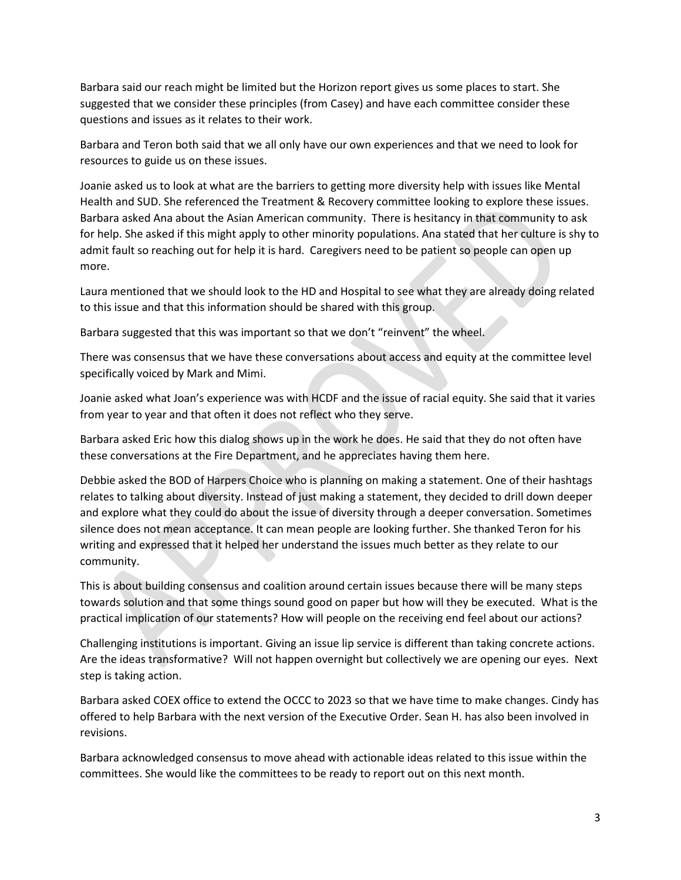Barbara said our reach might be limited but the Horizon report gives us some places to start. She suggested that we consider these principles (from Casey) and have each committee consider these questions and issues as it relates to their work.

Barbara and Teron both said that we all only have our own experiences and that we need to look for resources to guide us on these issues.

Joanie asked us to look at what are the barriers to getting more diversity help with issues like Mental Health and SUD. She referenced the Treatment & Recovery committee looking to explore these issues. Barbara asked Ana about the Asian American community. There is hesitancy in that community to ask for help. She asked if this might apply to other minority populations. Ana stated that her culture is shy to admit fault so reaching out for help it is hard. Caregivers need to be patient so people can open up more.

Laura mentioned that we should look to the HD and Hospital to see what they are already doing related to this issue and that this information should be shared with this group.

Barbara suggested that this was important so that we don't "reinvent" the wheel.

There was consensus that we have these conversations about access and equity at the committee level specifically voiced by Mark and Mimi.

Joanie asked what Joan's experience was with HCDF and the issue of racial equity. She said that it varies from year to year and that often it does not reflect who they serve.

Barbara asked Eric how this dialog shows up in the work he does. He said that they do not often have these conversations at the Fire Department, and he appreciates having them here.

Debbie asked the BOD of Harpers Choice who is planning on making a statement. One of their hashtags relates to talking about diversity. Instead of just making a statement, they decided to drill down deeper and explore what they could do about the issue of diversity through a deeper conversation. Sometimes silence does not mean acceptance. It can mean people are looking further. She thanked Teron for his writing and expressed that it helped her understand the issues much better as they relate to our community.

This is about building consensus and coalition around certain issues because there will be many steps towards solution and that some things sound good on paper but how will they be executed. What is the practical implication of our statements? How will people on the receiving end feel about our actions?

Challenging institutions is important. Giving an issue lip service is different than taking concrete actions. Are the ideas transformative? Will not happen overnight but collectively we are opening our eyes. Next step is taking action.

Barbara asked COEX office to extend the OCCC to 2023 so that we have time to make changes. Cindy has offered to help Barbara with the next version of the Executive Order. Sean H. has also been involved in revisions.

Barbara acknowledged consensus to move ahead with actionable ideas related to this issue within the committees. She would like the committees to be ready to report out on this next month.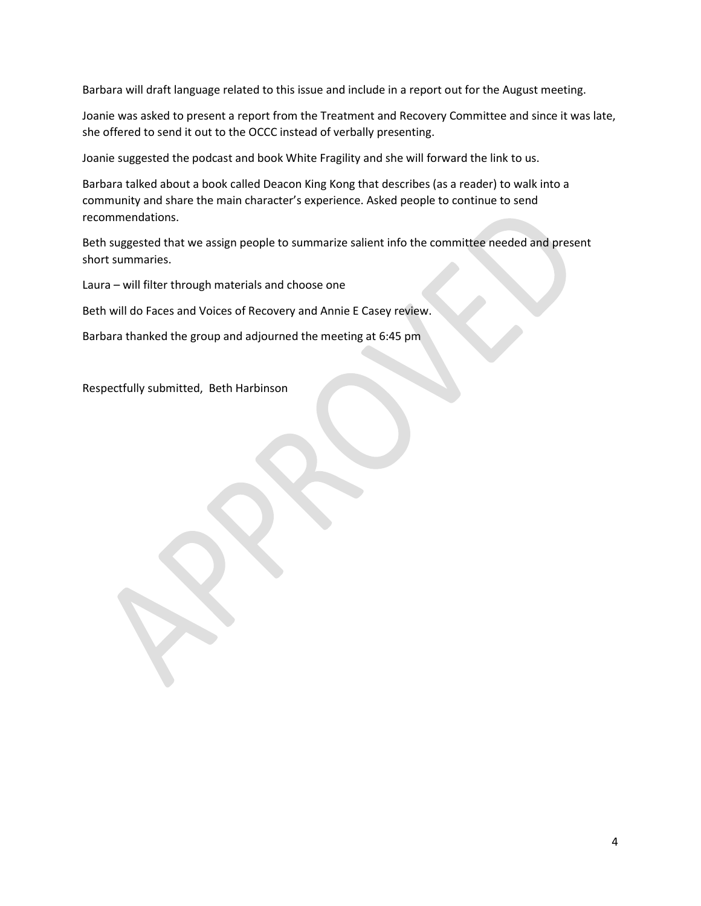Barbara will draft language related to this issue and include in a report out for the August meeting.

Joanie was asked to present a report from the Treatment and Recovery Committee and since it was late, she offered to send it out to the OCCC instead of verbally presenting.

Joanie suggested the podcast and book White Fragility and she will forward the link to us.

Barbara talked about a book called Deacon King Kong that describes (as a reader) to walk into a community and share the main character's experience. Asked people to continue to send recommendations.

Beth suggested that we assign people to summarize salient info the committee needed and present short summaries.

Laura – will filter through materials and choose one

Beth will do Faces and Voices of Recovery and Annie E Casey review.

Barbara thanked the group and adjourned the meeting at 6:45 pm

Respectfully submitted, Beth Harbinson